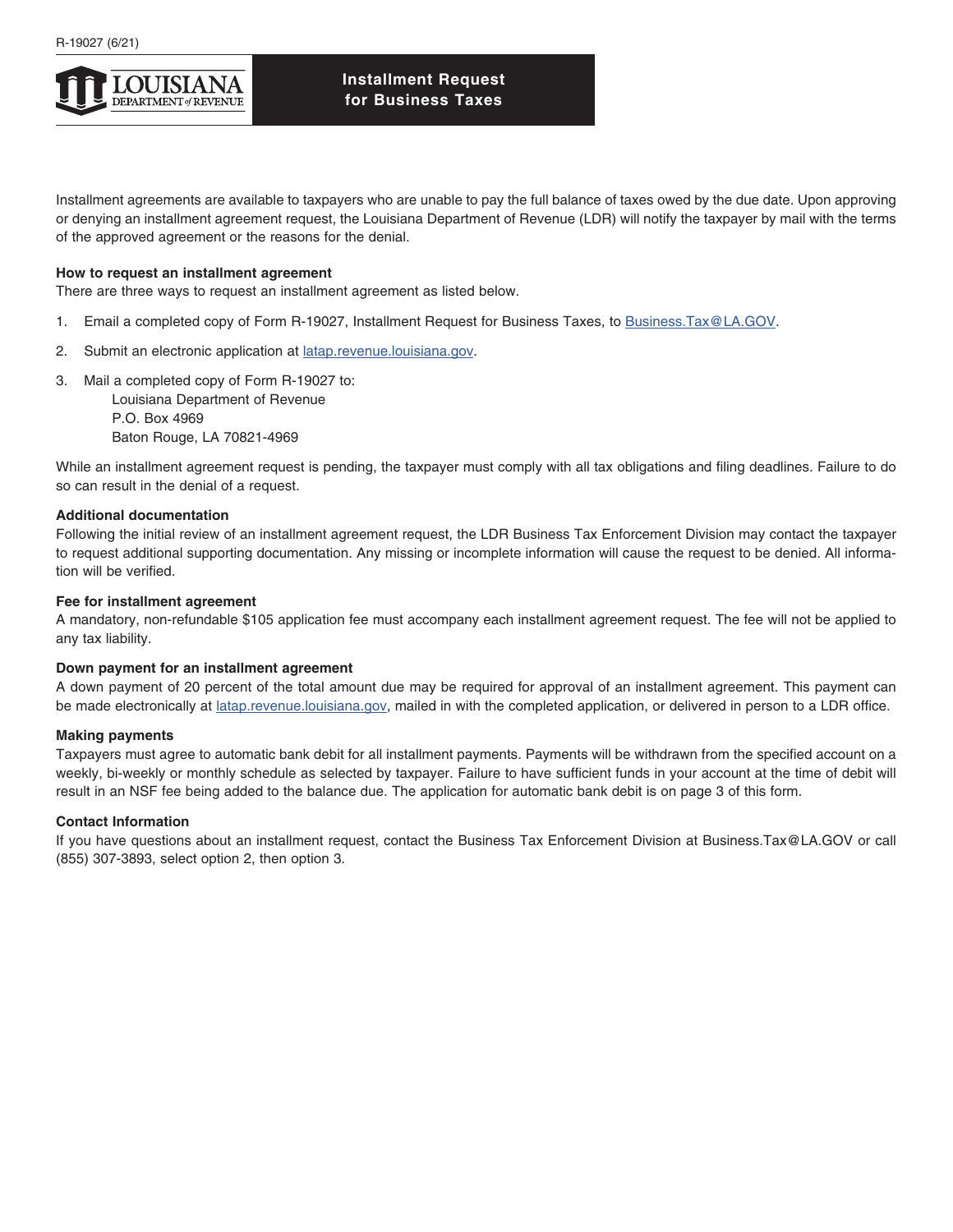R-19027 (6/21)

LOUISIANA DEPARTMENT of REVENUE

# Installment Request for Business Taxes

Installment agreements are available to taxpayers who are unable to pay the full balance of taxes owed by the due date. Upon approving or denying an installment agreement request, the Louisiana Department of Revenue (LDR) will notify the taxpayer by mail with the terms of the approved agreement or the reasons for the denial.

**How to request an installment agreement**

There are three ways to request an installment agreement as listed below.

1. Email a completed copy of Form R-19027, Installment Request for Business Taxes, to Business.Tax@LA.GOV.
2. Submit an electronic application at latap.revenue.louisiana.gov.
3. Mail a completed copy of Form R-19027 to:
   Louisiana Department of Revenue
   P.O. Box 4969
   Baton Rouge, LA 70821-4969

While an installment agreement request is pending, the taxpayer must comply with all tax obligations and filing deadlines. Failure to do so can result in the denial of a request.

**Additional documentation**

Following the initial review of an installment agreement request, the LDR Business Tax Enforcement Division may contact the taxpayer to request additional supporting documentation. Any missing or incomplete information will cause the request to be denied. All information will be verified.

**Fee for installment agreement**

A mandatory, non-refundable $105 application fee must accompany each installment agreement request. The fee will not be applied to any tax liability.

**Down payment for an installment agreement**

A down payment of 20 percent of the total amount due may be required for approval of an installment agreement. This payment can be made electronically at latap.revenue.louisiana.gov, mailed in with the completed application, or delivered in person to a LDR office.

**Making payments**

Taxpayers must agree to automatic bank debit for all installment payments. Payments will be withdrawn from the specified account on a weekly, bi-weekly or monthly schedule as selected by taxpayer. Failure to have sufficient funds in your account at the time of debit will result in an NSF fee being added to the balance due. The application for automatic bank debit is on page 3 of this form.

**Contact Information**

If you have questions about an installment request, contact the Business Tax Enforcement Division at Business.Tax@LA.GOV or call (855) 307-3893, select option 2, then option 3.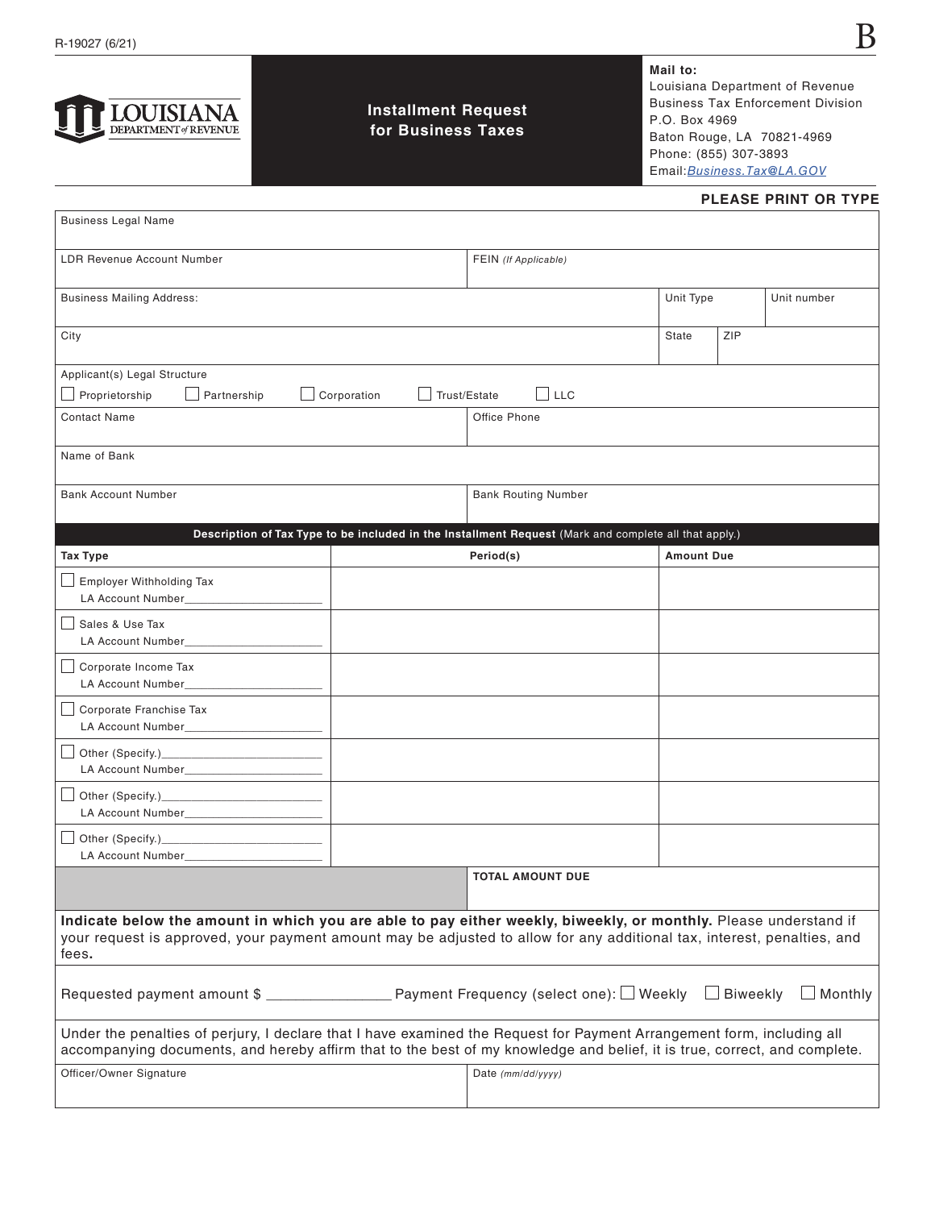R-19027 (6/21)

B

# Installment Request for Business Taxes

**Mail to:**
Louisiana Department of Revenue
Business Tax Enforcement Division
P.O. Box 4969
Baton Rouge, LA 70821-4969
Phone: (855) 307-3893
Email: Business.Tax@LA.GOV

**PLEASE PRINT OR TYPE**

| | | | |
|---|---|---|---|
| Business Legal Name | | | |
| LDR Revenue Account Number | FEIN *(If Applicable)* | | |
| Business Mailing Address: | | Unit Type | Unit number |
| City | | State | ZIP |

Applicant(s) Legal Structure
☐ Proprietorship ☐ Partnership ☐ Corporation ☐ Trust/Estate ☐ LLC

| | |
|---|---|
| Contact Name | Office Phone |
| Name of Bank | |
| Bank Account Number | Bank Routing Number |

**Description of Tax Type to be included in the Installment Request** (Mark and complete all that apply.)

| Tax Type | Period(s) | Amount Due |
|---|---|---|
| ☐ Employer Withholding Tax<br>LA Account Number______________________ | | |
| ☐ Sales & Use Tax<br>LA Account Number______________________ | | |
| ☐ Corporate Income Tax<br>LA Account Number______________________ | | |
| ☐ Corporate Franchise Tax<br>LA Account Number______________________ | | |
| ☐ Other (Specify.)________________________<br>LA Account Number______________________ | | |
| ☐ Other (Specify.)________________________<br>LA Account Number______________________ | | |
| ☐ Other (Specify.)________________________<br>LA Account Number______________________ | | |
| | **TOTAL AMOUNT DUE** | |

**Indicate below the amount in which you are able to pay either weekly, biweekly, or monthly.** Please understand if your request is approved, your payment amount may be adjusted to allow for any additional tax, interest, penalties, and fees**.**

Requested payment amount $ _______________ Payment Frequency (select one): ☐ Weekly ☐ Biweekly ☐ Monthly

Under the penalties of perjury, I declare that I have examined the Request for Payment Arrangement form, including all accompanying documents, and hereby affirm that to the best of my knowledge and belief, it is true, correct, and complete.

| | |
|---|---|
| Officer/Owner Signature | Date *(mm/dd/yyyy)* |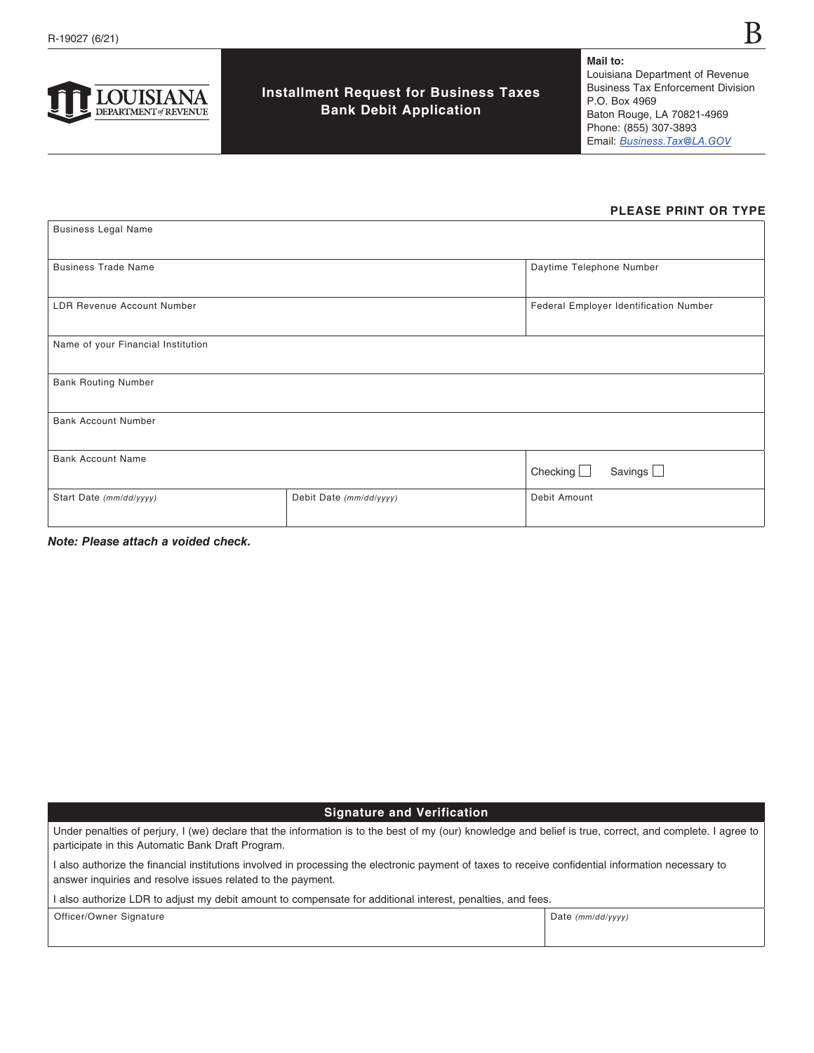R-19027 (6/21)

B

LOUISIANA DEPARTMENT of REVENUE

## Installment Request for Business Taxes Bank Debit Application

**Mail to:**
Louisiana Department of Revenue
Business Tax Enforcement Division
P.O. Box 4969
Baton Rouge, LA 70821-4969
Phone: (855) 307-3893
Email: Business.Tax@LA.GOV

**PLEASE PRINT OR TYPE**

| | | |
|---|---|---|
| Business Legal Name | | |
| Business Trade Name | | Daytime Telephone Number |
| LDR Revenue Account Number | | Federal Employer Identification Number |
| Name of your Financial Institution | | |
| Bank Routing Number | | |
| Bank Account Number | | |
| Bank Account Name | | Checking ☐ Savings ☐ |
| Start Date *(mm/dd/yyyy)* | Debit Date *(mm/dd/yyyy)* | Debit Amount |

***Note: Please attach a voided check.***

### Signature and Verification

Under penalties of perjury, I (we) declare that the information is to the best of my (our) knowledge and belief is true, correct, and complete. I agree to participate in this Automatic Bank Draft Program.

I also authorize the financial institutions involved in processing the electronic payment of taxes to receive confidential information necessary to answer inquiries and resolve issues related to the payment.

I also authorize LDR to adjust my debit amount to compensate for additional interest, penalties, and fees.

| | |
|---|---|
| Officer/Owner Signature | Date *(mm/dd/yyyy)* |